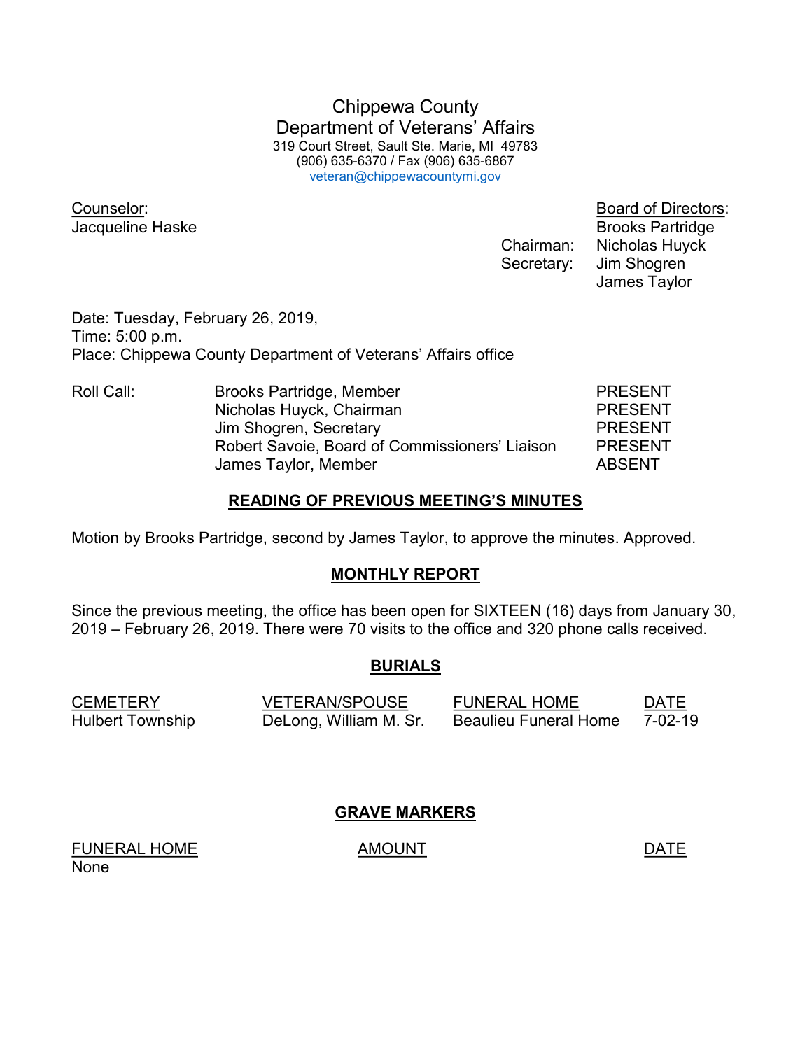# Chippewa County
## Department of Veterans' Affairs

319 Court Street, Sault Ste. Marie, MI 49783
(906) 635-6370 / Fax (906) 635-6867
veteran@chippewacountymi.gov

Counselor:
Jacqueline Haske

Board of Directors:
Brooks Partridge
Chairman: Nicholas Huyck
Secretary: Jim Shogren
James Taylor

Date: Tuesday, February 26, 2019,
Time: 5:00 p.m.
Place: Chippewa County Department of Veterans' Affairs office

| Roll Call: | | |
|---|---|---|
| | Brooks Partridge, Member | PRESENT |
| | Nicholas Huyck, Chairman | PRESENT |
| | Jim Shogren, Secretary | PRESENT |
| | Robert Savoie, Board of Commissioners' Liaison | PRESENT |
| | James Taylor, Member | ABSENT |

## READING OF PREVIOUS MEETING'S MINUTES

Motion by Brooks Partridge, second by James Taylor, to approve the minutes. Approved.

## MONTHLY REPORT

Since the previous meeting, the office has been open for SIXTEEN (16) days from January 30, 2019 – February 26, 2019. There were 70 visits to the office and 320 phone calls received.

## BURIALS

| CEMETERY | VETERAN/SPOUSE | FUNERAL HOME | DATE |
|---|---|---|---|
| Hulbert Township | DeLong, William M. Sr. | Beaulieu Funeral Home | 7-02-19 |

## GRAVE MARKERS

| FUNERAL HOME | AMOUNT | DATE |
|---|---|---|
| None | | |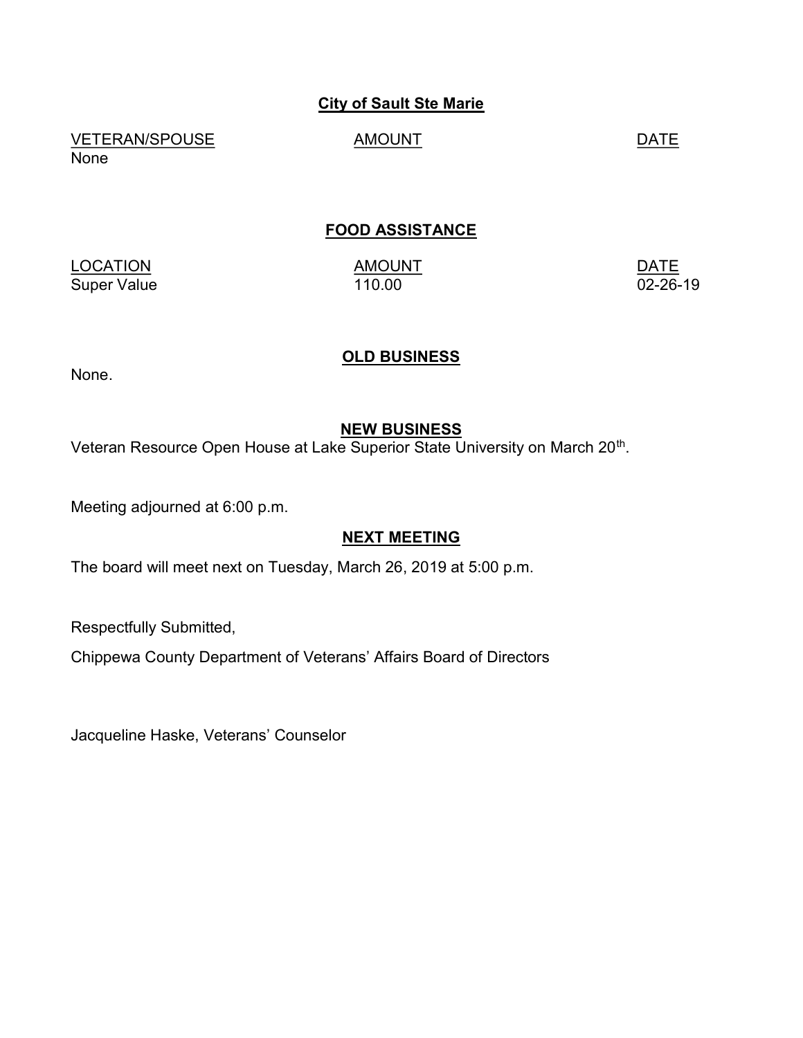## City of Sault Ste Marie

| VETERAN/SPOUSE | AMOUNT | DATE |
|---|---|---|
| None | | |

## FOOD ASSISTANCE

| LOCATION | AMOUNT | DATE |
|---|---|---|
| Super Value | 110.00 | 02-26-19 |

## OLD BUSINESS

None.

## NEW BUSINESS

Veteran Resource Open House at Lake Superior State University on March 20th.

Meeting adjourned at 6:00 p.m.

## NEXT MEETING

The board will meet next on Tuesday, March 26, 2019 at 5:00 p.m.

Respectfully Submitted,

Chippewa County Department of Veterans' Affairs Board of Directors

Jacqueline Haske, Veterans' Counselor